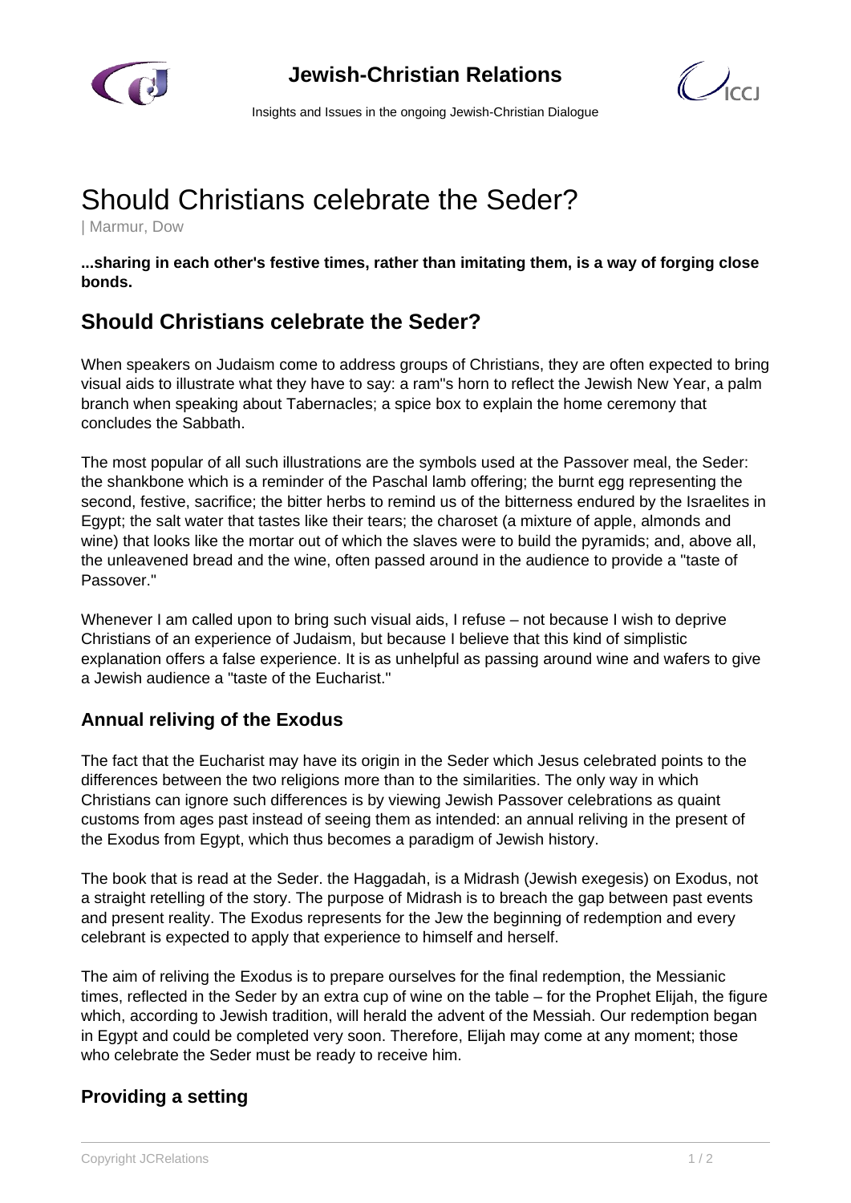# Should Christians celebrate the Seder?

| Marmur, Dow

**...sharing in each other's festive times, rather than imitating them, is a way of forging close bonds.**

## Should Christians celebrate the Seder?

When speakers on Judaism come to address groups of Christians, they are often expected to bring visual aids to illustrate what they have to say: a ram"s horn to reflect the Jewish New Year, a palm branch when speaking about Tabernacles; a spice box to explain the home ceremony that concludes the Sabbath.

The most popular of all such illustrations are the symbols used at the Passover meal, the Seder: the shankbone which is a reminder of the Paschal lamb offering; the burnt egg representing the second, festive, sacrifice; the bitter herbs to remind us of the bitterness endured by the Israelites in Egypt; the salt water that tastes like their tears; the charoset (a mixture of apple, almonds and wine) that looks like the mortar out of which the slaves were to build the pyramids; and, above all, the unleavened bread and the wine, often passed around in the audience to provide a "taste of Passover."

Whenever I am called upon to bring such visual aids, I refuse – not because I wish to deprive Christians of an experience of Judaism, but because I believe that this kind of simplistic explanation offers a false experience. It is as unhelpful as passing around wine and wafers to give a Jewish audience a "taste of the Eucharist."

### Annual reliving of the Exodus

The fact that the Eucharist may have its origin in the Seder which Jesus celebrated points to the differences between the two religions more than to the similarities. The only way in which Christians can ignore such differences is by viewing Jewish Passover celebrations as quaint customs from ages past instead of seeing them as intended: an annual reliving in the present of the Exodus from Egypt, which thus becomes a paradigm of Jewish history.

The book that is read at the Seder. the Haggadah, is a Midrash (Jewish exegesis) on Exodus, not a straight retelling of the story. The purpose of Midrash is to breach the gap between past events and present reality. The Exodus represents for the Jew the beginning of redemption and every celebrant is expected to apply that experience to himself and herself.

The aim of reliving the Exodus is to prepare ourselves for the final redemption, the Messianic times, reflected in the Seder by an extra cup of wine on the table – for the Prophet Elijah, the figure which, according to Jewish tradition, will herald the advent of the Messiah. Our redemption began in Egypt and could be completed very soon. Therefore, Elijah may come at any moment; those who celebrate the Seder must be ready to receive him.

### Providing a setting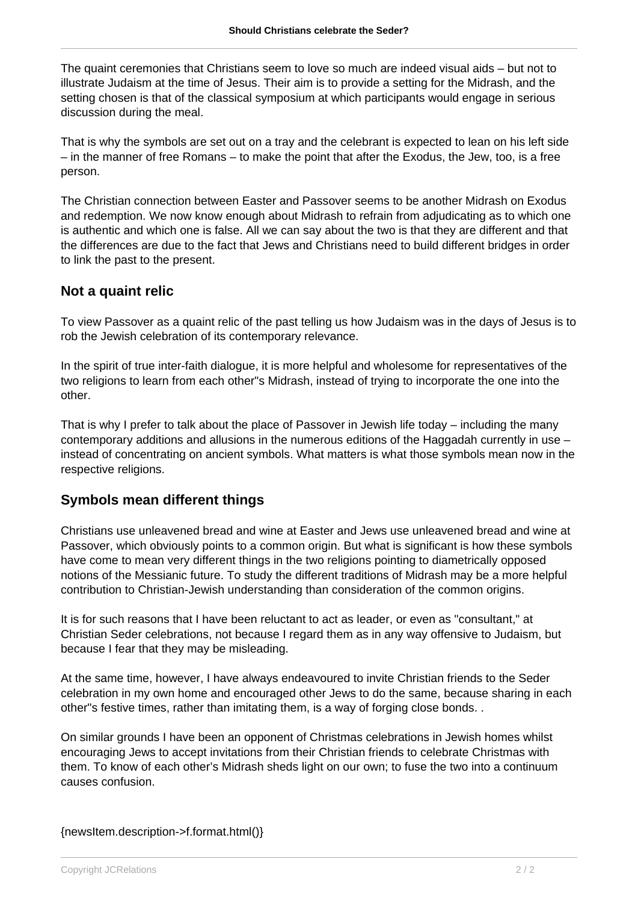The quaint ceremonies that Christians seem to love so much are indeed visual aids – but not to illustrate Judaism at the time of Jesus. Their aim is to provide a setting for the Midrash, and the setting chosen is that of the classical symposium at which participants would engage in serious discussion during the meal.

That is why the symbols are set out on a tray and the celebrant is expected to lean on his left side – in the manner of free Romans – to make the point that after the Exodus, the Jew, too, is a free person.

The Christian connection between Easter and Passover seems to be another Midrash on Exodus and redemption. We now know enough about Midrash to refrain from adjudicating as to which one is authentic and which one is false. All we can say about the two is that they are different and that the differences are due to the fact that Jews and Christians need to build different bridges in order to link the past to the present.

## Not a quaint relic

To view Passover as a quaint relic of the past telling us how Judaism was in the days of Jesus is to rob the Jewish celebration of its contemporary relevance.

In the spirit of true inter-faith dialogue, it is more helpful and wholesome for representatives of the two religions to learn from each other"s Midrash, instead of trying to incorporate the one into the other.

That is why I prefer to talk about the place of Passover in Jewish life today – including the many contemporary additions and allusions in the numerous editions of the Haggadah currently in use – instead of concentrating on ancient symbols. What matters is what those symbols mean now in the respective religions.

## Symbols mean different things

Christians use unleavened bread and wine at Easter and Jews use unleavened bread and wine at Passover, which obviously points to a common origin. But what is significant is how these symbols have come to mean very different things in the two religions pointing to diametrically opposed notions of the Messianic future. To study the different traditions of Midrash may be a more helpful contribution to Christian-Jewish understanding than consideration of the common origins.

It is for such reasons that I have been reluctant to act as leader, or even as "consultant," at Christian Seder celebrations, not because I regard them as in any way offensive to Judaism, but because I fear that they may be misleading.

At the same time, however, I have always endeavoured to invite Christian friends to the Seder celebration in my own home and encouraged other Jews to do the same, because sharing in each other"s festive times, rather than imitating them, is a way of forging close bonds. .

On similar grounds I have been an opponent of Christmas celebrations in Jewish homes whilst encouraging Jews to accept invitations from their Christian friends to celebrate Christmas with them. To know of each other's Midrash sheds light on our own; to fuse the two into a continuum causes confusion.

{newsItem.description->f.format.html()}